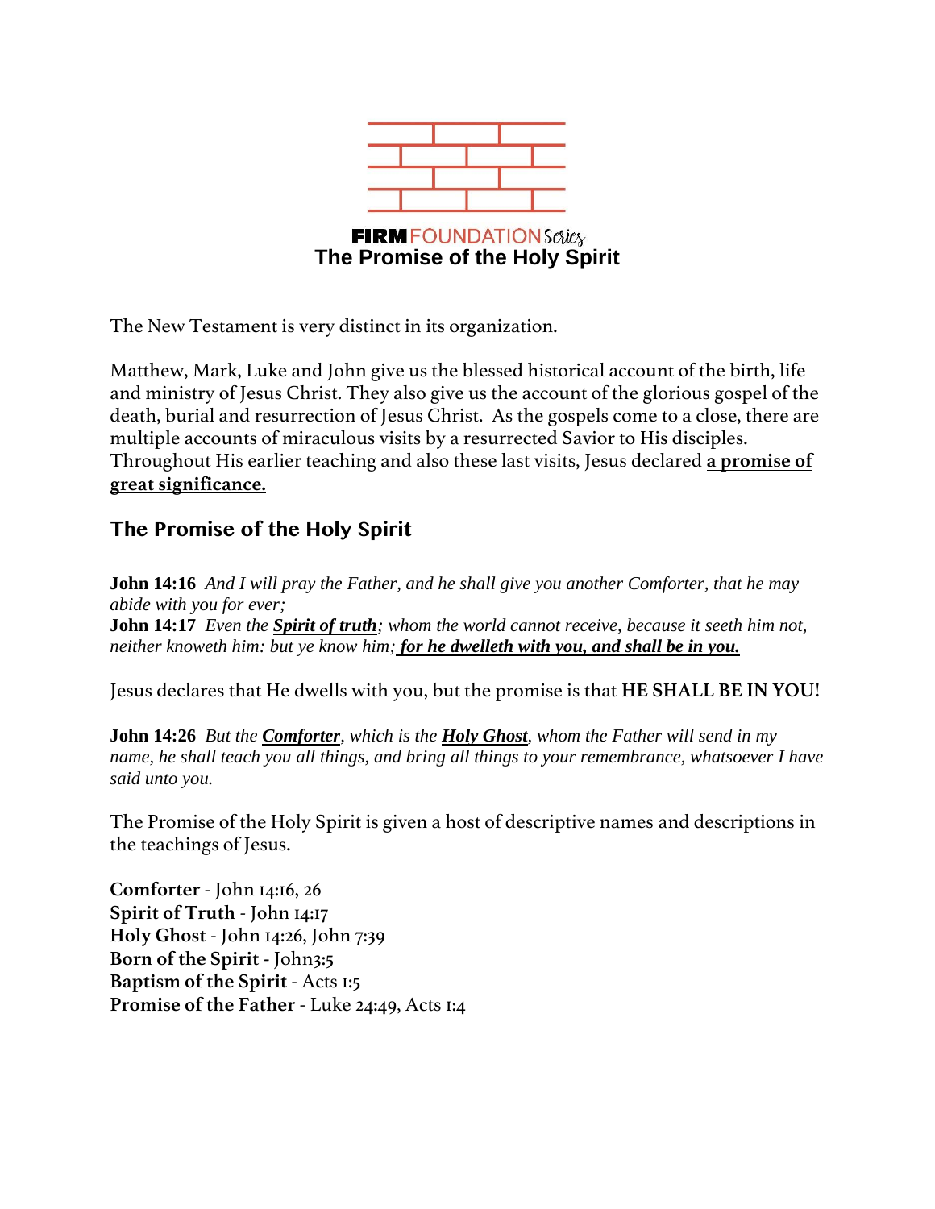**FIRM**FOUNDATION*Series*

# The Promise of the Holy Spirit

The New Testament is very distinct in its organization.

Matthew, Mark, Luke and John give us the blessed historical account of the birth, life and ministry of Jesus Christ. They also give us the account of the glorious gospel of the death, burial and resurrection of Jesus Christ. As the gospels come to a close, there are multiple accounts of miraculous visits by a resurrected Savior to His disciples. Throughout His earlier teaching and also these last visits, Jesus declared <u>**a promise of great significance.**</u>

## The Promise of the Holy Spirit

**John 14:16** *And I will pray the Father, and he shall give you another Comforter, that he may abide with you for ever;*
**John 14:17** *Even the <u>**Spirit of truth**</u>; whom the world cannot receive, because it seeth him not, neither knoweth him: but ye know him; <u>**for he dwelleth with you, and shall be in you.**</u>*

Jesus declares that He dwells with you, but the promise is that **HE SHALL BE IN YOU!**

**John 14:26** *But the <u>**Comforter**</u>, which is the <u>**Holy Ghost**</u>, whom the Father will send in my name, he shall teach you all things, and bring all things to your remembrance, whatsoever I have said unto you.*

The Promise of the Holy Spirit is given a host of descriptive names and descriptions in the teachings of Jesus.

**Comforter** - John 14:16, 26
**Spirit of Truth** - John 14:17
**Holy Ghost** - John 14:26, John 7:39
**Born of the Spirit** - John3:5
**Baptism of the Spirit** - Acts 1:5
**Promise of the Father** - Luke 24:49, Acts 1:4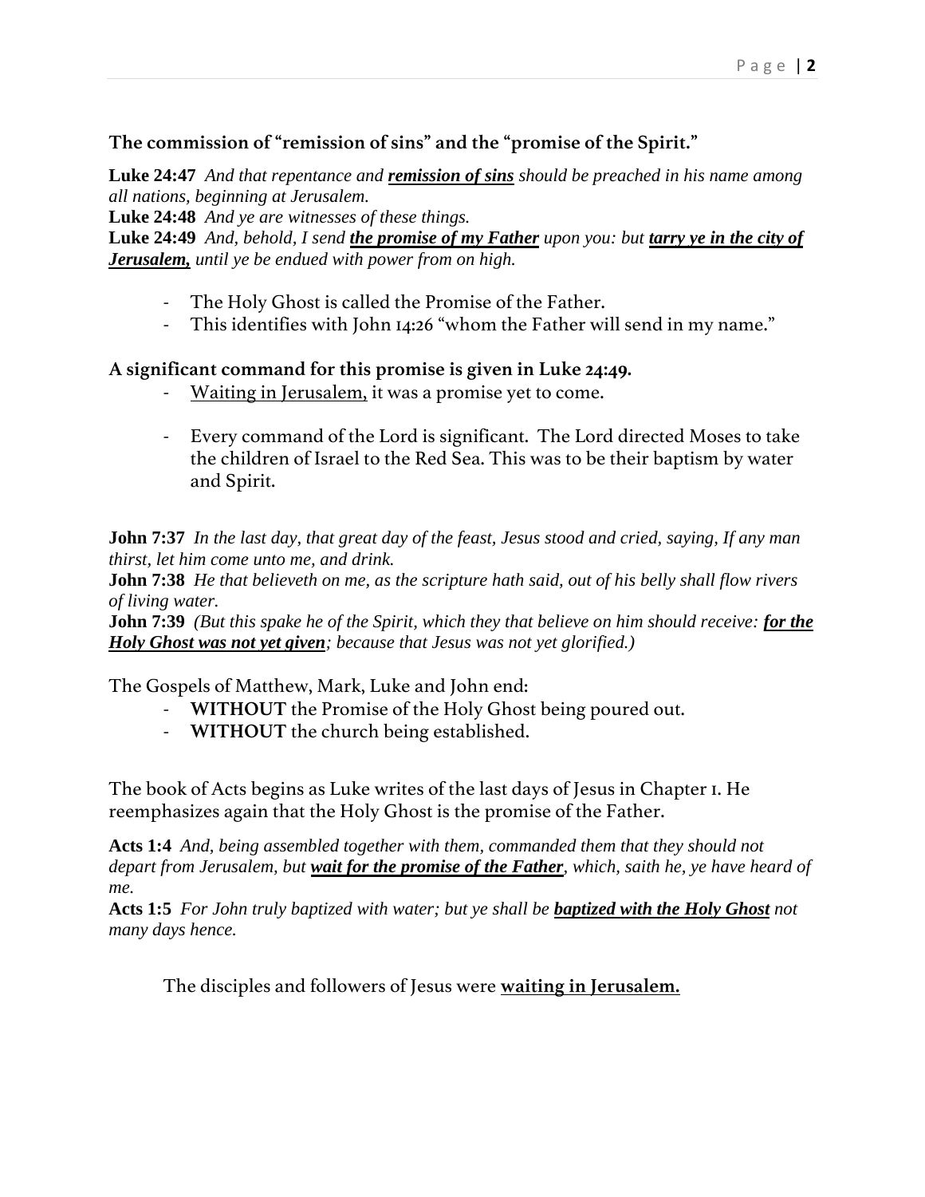### The commission of "remission of sins" and the "promise of the Spirit."

**Luke 24:47** *And that repentance and **<u>remission of sins</u>** should be preached in his name among all nations, beginning at Jerusalem.*
**Luke 24:48** *And ye are witnesses of these things.*
**Luke 24:49** *And, behold, I send **<u>the promise of my Father</u>** upon you: but **<u>tarry ye in the city of Jerusalem,</u>** until ye be endued with power from on high.*

- The Holy Ghost is called the Promise of the Father.
- This identifies with John 14:26 "whom the Father will send in my name."

### A significant command for this promise is given in Luke 24:49.

- <u>Waiting in Jerusalem,</u> it was a promise yet to come.
- Every command of the Lord is significant. The Lord directed Moses to take the children of Israel to the Red Sea. This was to be their baptism by water and Spirit.

**John 7:37** *In the last day, that great day of the feast, Jesus stood and cried, saying, If any man thirst, let him come unto me, and drink.*
**John 7:38** *He that believeth on me, as the scripture hath said, out of his belly shall flow rivers of living water.*
**John 7:39** *(But this spake he of the Spirit, which they that believe on him should receive: **<u>for the Holy Ghost was not yet given</u>**; because that Jesus was not yet glorified.)*

The Gospels of Matthew, Mark, Luke and John end:

- **WITHOUT** the Promise of the Holy Ghost being poured out.
- **WITHOUT** the church being established.

The book of Acts begins as Luke writes of the last days of Jesus in Chapter 1. He reemphasizes again that the Holy Ghost is the promise of the Father.

**Acts 1:4** *And, being assembled together with them, commanded them that they should not depart from Jerusalem, but **<u>wait for the promise of the Father</u>**, which, saith he, ye have heard of me.*
**Acts 1:5** *For John truly baptized with water; but ye shall be **<u>baptized with the Holy Ghost</u>** not many days hence.*

The disciples and followers of Jesus were **<u>waiting in Jerusalem.</u>**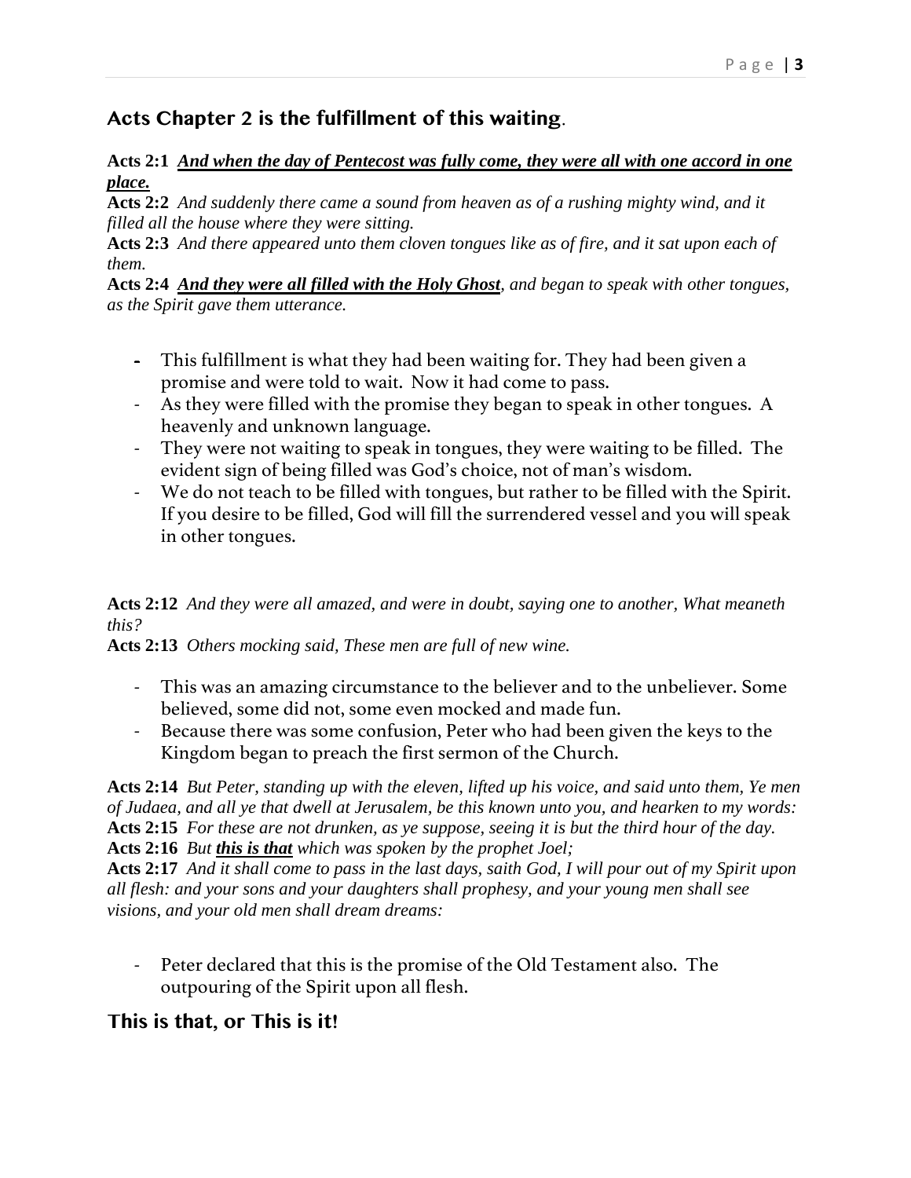## Acts Chapter 2 is the fulfillment of this waiting.

**Acts 2:1** ***<u>And when the day of Pentecost was fully come, they were all with one accord in one place.</u>***
**Acts 2:2** *And suddenly there came a sound from heaven as of a rushing mighty wind, and it filled all the house where they were sitting.*
**Acts 2:3** *And there appeared unto them cloven tongues like as of fire, and it sat upon each of them.*
**Acts 2:4** ***<u>And they were all filled with the Holy Ghost</u>****, and began to speak with other tongues, as the Spirit gave them utterance.*

- This fulfillment is what they had been waiting for. They had been given a promise and were told to wait. Now it had come to pass.
- As they were filled with the promise they began to speak in other tongues. A heavenly and unknown language.
- They were not waiting to speak in tongues, they were waiting to be filled. The evident sign of being filled was God's choice, not of man's wisdom.
- We do not teach to be filled with tongues, but rather to be filled with the Spirit. If you desire to be filled, God will fill the surrendered vessel and you will speak in other tongues.

**Acts 2:12** *And they were all amazed, and were in doubt, saying one to another, What meaneth this?*
**Acts 2:13** *Others mocking said, These men are full of new wine.*

- This was an amazing circumstance to the believer and to the unbeliever. Some believed, some did not, some even mocked and made fun.
- Because there was some confusion, Peter who had been given the keys to the Kingdom began to preach the first sermon of the Church.

**Acts 2:14** *But Peter, standing up with the eleven, lifted up his voice, and said unto them, Ye men of Judaea, and all ye that dwell at Jerusalem, be this known unto you, and hearken to my words:*
**Acts 2:15** *For these are not drunken, as ye suppose, seeing it is but the third hour of the day.*
**Acts 2:16** *But* ***<u>this is that</u>*** *which was spoken by the prophet Joel;*
**Acts 2:17** *And it shall come to pass in the last days, saith God, I will pour out of my Spirit upon all flesh: and your sons and your daughters shall prophesy, and your young men shall see visions, and your old men shall dream dreams:*

- Peter declared that this is the promise of the Old Testament also. The outpouring of the Spirit upon all flesh.

## This is that, or This is it!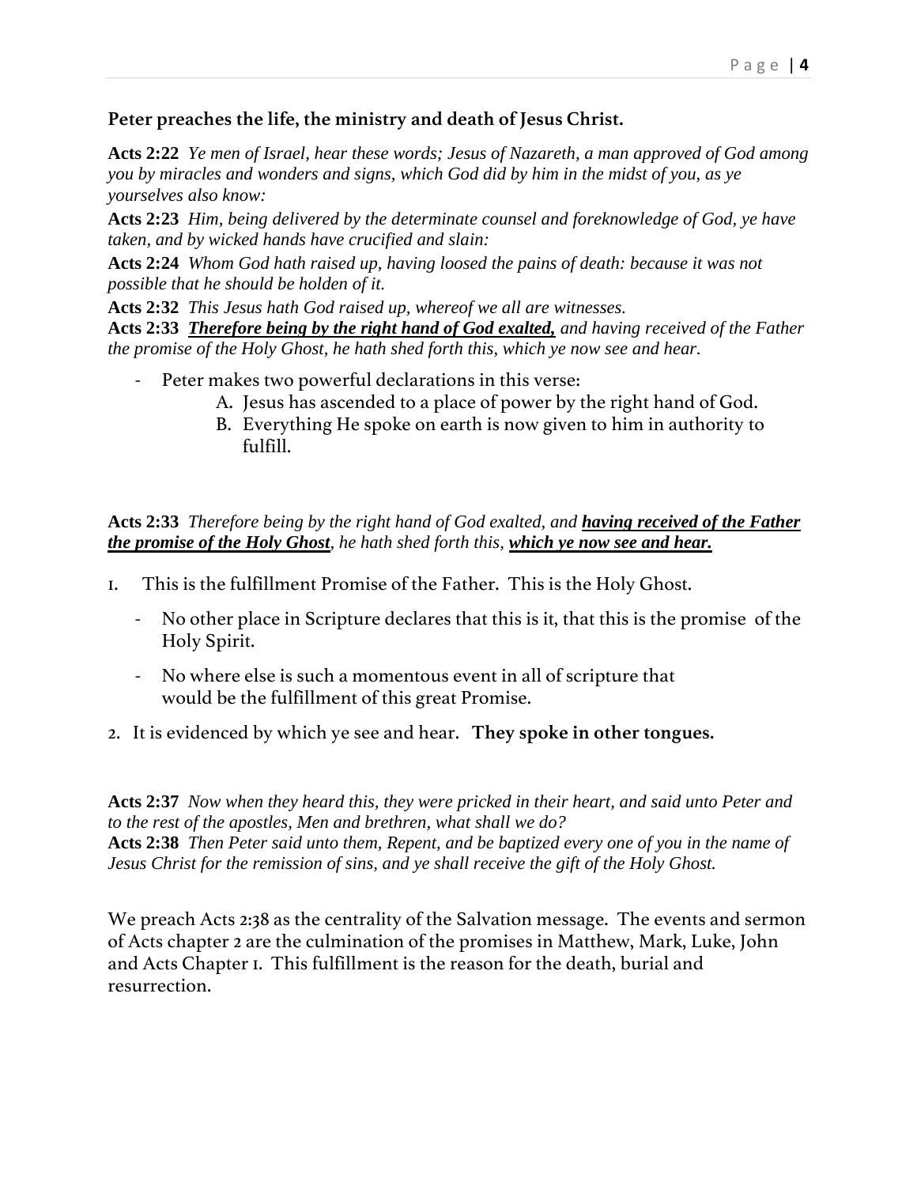**Peter preaches the life, the ministry and death of Jesus Christ.**

**Acts 2:22** *Ye men of Israel, hear these words; Jesus of Nazareth, a man approved of God among you by miracles and wonders and signs, which God did by him in the midst of you, as ye yourselves also know:*

**Acts 2:23** *Him, being delivered by the determinate counsel and foreknowledge of God, ye have taken, and by wicked hands have crucified and slain:*

**Acts 2:24** *Whom God hath raised up, having loosed the pains of death: because it was not possible that he should be holden of it.*

**Acts 2:32** *This Jesus hath God raised up, whereof we all are witnesses.*

**Acts 2:33** ***<u>Therefore being by the right hand of God exalted,</u>*** *and having received of the Father the promise of the Holy Ghost, he hath shed forth this, which ye now see and hear.*

- Peter makes two powerful declarations in this verse:
  - A. Jesus has ascended to a place of power by the right hand of God.
  - B. Everything He spoke on earth is now given to him in authority to fulfill.

**Acts 2:33** *Therefore being by the right hand of God exalted, and* ***<u>having received of the Father the promise of the Holy Ghost</u>****, he hath shed forth this,* ***<u>which ye now see and hear.</u>***

1. This is the fulfillment Promise of the Father. This is the Holy Ghost.
   - No other place in Scripture declares that this is it, that this is the promise of the Holy Spirit.
   - No where else is such a momentous event in all of scripture that would be the fulfillment of this great Promise.
2. It is evidenced by which ye see and hear. **They spoke in other tongues.**

**Acts 2:37** *Now when they heard this, they were pricked in their heart, and said unto Peter and to the rest of the apostles, Men and brethren, what shall we do?*

**Acts 2:38** *Then Peter said unto them, Repent, and be baptized every one of you in the name of Jesus Christ for the remission of sins, and ye shall receive the gift of the Holy Ghost.*

We preach Acts 2:38 as the centrality of the Salvation message. The events and sermon of Acts chapter 2 are the culmination of the promises in Matthew, Mark, Luke, John and Acts Chapter 1. This fulfillment is the reason for the death, burial and resurrection.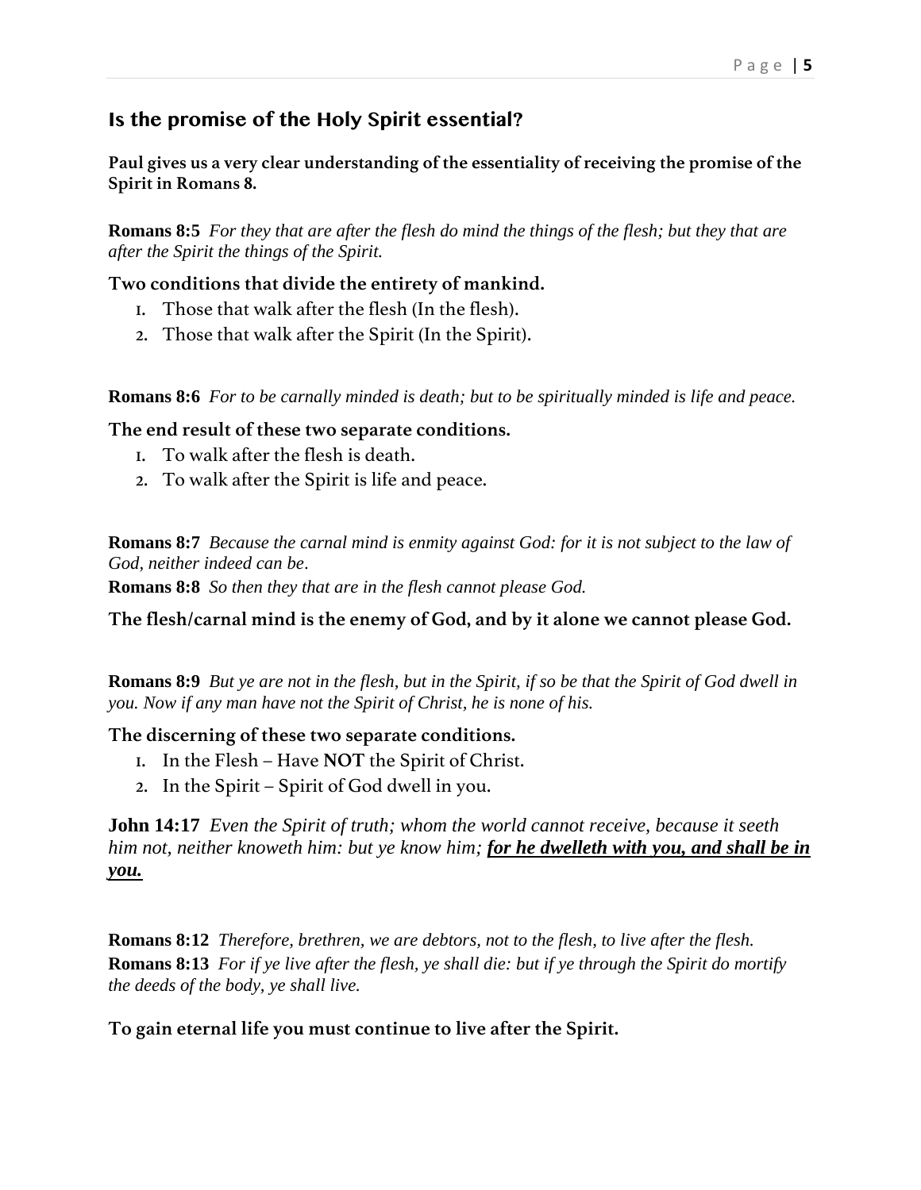## Is the promise of the Holy Spirit essential?

**Paul gives us a very clear understanding of the essentiality of receiving the promise of the Spirit in Romans 8.**

**Romans 8:5** *For they that are after the flesh do mind the things of the flesh; but they that are after the Spirit the things of the Spirit.*

**Two conditions that divide the entirety of mankind.**

1. Those that walk after the flesh (In the flesh).
2. Those that walk after the Spirit (In the Spirit).

**Romans 8:6** *For to be carnally minded is death; but to be spiritually minded is life and peace.*

**The end result of these two separate conditions.**

1. To walk after the flesh is death.
2. To walk after the Spirit is life and peace.

**Romans 8:7** *Because the carnal mind is enmity against God: for it is not subject to the law of God, neither indeed can be.*
**Romans 8:8** *So then they that are in the flesh cannot please God.*

**The flesh/carnal mind is the enemy of God, and by it alone we cannot please God.**

**Romans 8:9** *But ye are not in the flesh, but in the Spirit, if so be that the Spirit of God dwell in you. Now if any man have not the Spirit of Christ, he is none of his.*

**The discerning of these two separate conditions.**

1. In the Flesh – Have **NOT** the Spirit of Christ.
2. In the Spirit – Spirit of God dwell in you.

**John 14:17** *Even the Spirit of truth; whom the world cannot receive, because it seeth him not, neither knoweth him: but ye know him;* ***<u>for he dwelleth with you, and shall be in you.</u>***

**Romans 8:12** *Therefore, brethren, we are debtors, not to the flesh, to live after the flesh.*
**Romans 8:13** *For if ye live after the flesh, ye shall die: but if ye through the Spirit do mortify the deeds of the body, ye shall live.*

**To gain eternal life you must continue to live after the Spirit.**